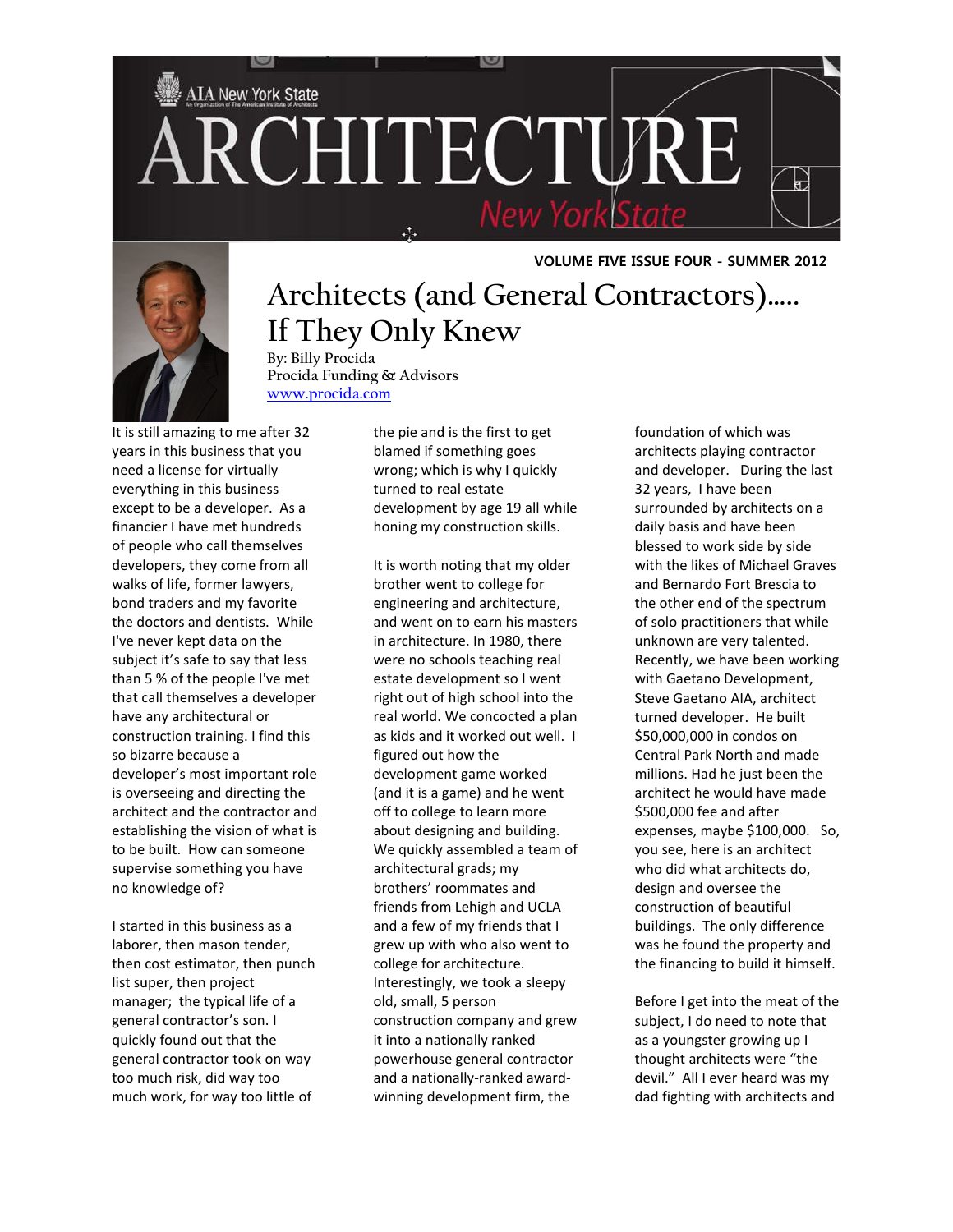# Architects (and General Contractors)….. If They Only Knew

By: Billy Procida
Procida Funding & Advisors
www.procida.com

It is still amazing to me after 32 years in this business that you need a license for virtually everything in this business except to be a developer. As a financier I have met hundreds of people who call themselves developers, they come from all walks of life, former lawyers, bond traders and my favorite the doctors and dentists. While I've never kept data on the subject it's safe to say that less than 5 % of the people I've met that call themselves a developer have any architectural or construction training. I find this so bizarre because a developer's most important role is overseeing and directing the architect and the contractor and establishing the vision of what is to be built. How can someone supervise something you have no knowledge of?

I started in this business as a laborer, then mason tender, then cost estimator, then punch list super, then project manager; the typical life of a general contractor's son. I quickly found out that the general contractor took on way too much risk, did way too much work, for way too little of the pie and is the first to get blamed if something goes wrong; which is why I quickly turned to real estate development by age 19 all while honing my construction skills.

It is worth noting that my older brother went to college for engineering and architecture, and went on to earn his masters in architecture. In 1980, there were no schools teaching real estate development so I went right out of high school into the real world. We concocted a plan as kids and it worked out well. I figured out how the development game worked (and it is a game) and he went off to college to learn more about designing and building. We quickly assembled a team of architectural grads; my brothers' roommates and friends from Lehigh and UCLA and a few of my friends that I grew up with who also went to college for architecture. Interestingly, we took a sleepy old, small, 5 person construction company and grew it into a nationally ranked powerhouse general contractor and a nationally-ranked award-winning development firm, the foundation of which was architects playing contractor and developer. During the last 32 years, I have been surrounded by architects on a daily basis and have been blessed to work side by side with the likes of Michael Graves and Bernardo Fort Brescia to the other end of the spectrum of solo practitioners that while unknown are very talented. Recently, we have been working with Gaetano Development, Steve Gaetano AIA, architect turned developer. He built $50,000,000 in condos on Central Park North and made millions. Had he just been the architect he would have made $500,000 fee and after expenses, maybe $100,000. So, you see, here is an architect who did what architects do, design and oversee the construction of beautiful buildings. The only difference was he found the property and the financing to build it himself.

Before I get into the meat of the subject, I do need to note that as a youngster growing up I thought architects were "the devil." All I ever heard was my dad fighting with architects and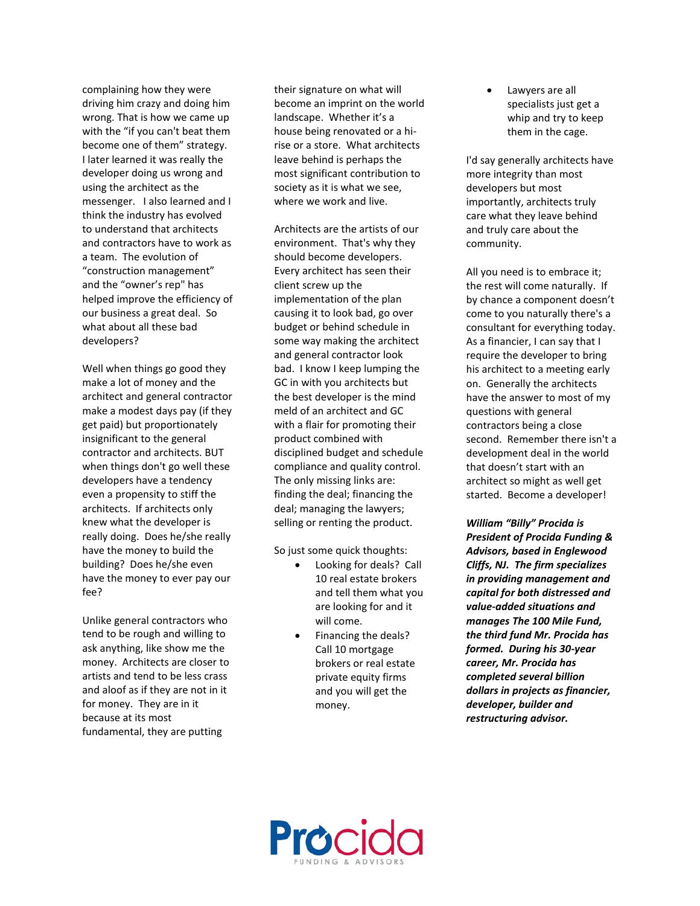complaining how they were driving him crazy and doing him wrong. That is how we came up with the "if you can't beat them become one of them" strategy. I later learned it was really the developer doing us wrong and using the architect as the messenger. I also learned and I think the industry has evolved to understand that architects and contractors have to work as a team. The evolution of "construction management" and the "owner's rep" has helped improve the efficiency of our business a great deal. So what about all these bad developers?

Well when things go good they make a lot of money and the architect and general contractor make a modest days pay (if they get paid) but proportionately insignificant to the general contractor and architects. BUT when things don't go well these developers have a tendency even a propensity to stiff the architects. If architects only knew what the developer is really doing. Does he/she really have the money to build the building? Does he/she even have the money to ever pay our fee?

Unlike general contractors who tend to be rough and willing to ask anything, like show me the money. Architects are closer to artists and tend to be less crass and aloof as if they are not in it for money. They are in it because at its most fundamental, they are putting their signature on what will become an imprint on the world landscape. Whether it's a house being renovated or a hi-rise or a store. What architects leave behind is perhaps the most significant contribution to society as it is what we see, where we work and live.

Architects are the artists of our environment. That's why they should become developers. Every architect has seen their client screw up the implementation of the plan causing it to look bad, go over budget or behind schedule in some way making the architect and general contractor look bad. I know I keep lumping the GC in with you architects but the best developer is the mind meld of an architect and GC with a flair for promoting their product combined with disciplined budget and schedule compliance and quality control. The only missing links are: finding the deal; financing the deal; managing the lawyers; selling or renting the product.

So just some quick thoughts:

- Looking for deals? Call 10 real estate brokers and tell them what you are looking for and it will come.
- Financing the deals? Call 10 mortgage brokers or real estate private equity firms and you will get the money.
- Lawyers are all specialists just get a whip and try to keep them in the cage.

I'd say generally architects have more integrity than most developers but most importantly, architects truly care what they leave behind and truly care about the community.

All you need is to embrace it; the rest will come naturally. If by chance a component doesn't come to you naturally there's a consultant for everything today. As a financier, I can say that I require the developer to bring his architect to a meeting early on. Generally the architects have the answer to most of my questions with general contractors being a close second. Remember there isn't a development deal in the world that doesn't start with an architect so might as well get started. Become a developer!

***William "Billy" Procida is President of Procida Funding & Advisors, based in Englewood Cliffs, NJ. The firm specializes in providing management and capital for both distressed and value-added situations and manages The 100 Mile Fund, the third fund Mr. Procida has formed. During his 30-year career, Mr. Procida has completed several billion dollars in projects as financier, developer, builder and restructuring advisor.***

Procida
FUNDING & ADVISORS